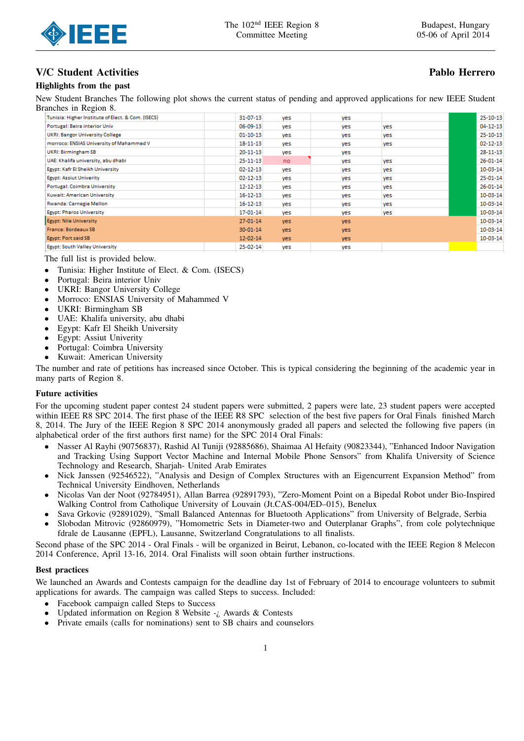## V/C Student Activities

**Pablo Herrero**

### Highlights from the past

New Student Branches The following plot shows the current status of pending and approved applications for new IEEE Student Branches in Region 8.

| | | | | | | | |
|---|---|---|---|---|---|---|---|
| Tunisia: Higher Institute of Elect. & Com. (ISECS) | | 31-07-13 | yes | yes | | | 25-10-13 |
| Portugal: Beira interior Univ | | 06-09-13 | yes | yes | yes | | 04-12-13 |
| UKRI: Bangor University College | | 01-10-13 | yes | yes | yes | | 25-10-13 |
| morroco: ENSIAS University of Mahammed V | | 18-11-13 | yes | yes | yes | | 02-12-13 |
| UKRI: Birmingham SB | | 20-11-13 | yes | yes | | | 28-11-13 |
| UAE: Khalifa university, abu dhabi | | 25-11-13 | no | yes | yes | | 26-01-14 |
| Egypt: Kafr El Sheikh University | | 02-12-13 | yes | yes | yes | | 10-03-14 |
| Egypt: Assiut Univerity | | 02-12-13 | yes | yes | yes | | 25-01-14 |
| Portugal: Coimbra University | | 12-12-13 | yes | yes | yes | | 26-01-14 |
| Kuwait: American University | | 16-12-13 | yes | yes | yes | | 10-03-14 |
| Rwanda: Carnegie Mellon | | 16-12-13 | yes | yes | yes | | 10-03-14 |
| Egypt: Pharos University | | 17-01-14 | yes | yes | yes | | 10-03-14 |
| Egypt: Nile University | | 27-01-14 | yes | yes | | | 10-03-14 |
| France: Bordeaux SB | | 30-01-14 | yes | yes | | | 10-03-14 |
| Egypt: Port said SB | | 12-02-14 | yes | yes | | | 10-03-14 |
| Egypt: South Valley University | | 25-02-14 | yes | yes | | | |

The full list is provided below.

- Tunisia: Higher Institute of Elect. & Com. (ISECS)
- Portugal: Beira interior Univ
- UKRI: Bangor University College
- Morroco: ENSIAS University of Mahammed V
- UKRI: Birmingham SB
- UAE: Khalifa university, abu dhabi
- Egypt: Kafr El Sheikh University
- Egypt: Assiut Univerity
- Portugal: Coimbra University
- Kuwait: American University

The number and rate of petitions has increased since October. This is typical considering the beginning of the academic year in many parts of Region 8.

### Future activities

For the upcoming student paper contest 24 student papers were submitted, 2 papers were late, 23 student papers were accepted within IEEE R8 SPC 2014. The first phase of the IEEE R8 SPC selection of the best five papers for Oral Finals finished March 8, 2014. The Jury of the IEEE Region 8 SPC 2014 anonymously graded all papers and selected the following five papers (in alphabetical order of the first authors first name) for the SPC 2014 Oral Finals:

- Nasser Al Rayhi (90756837), Rashid Al Tuniji (92885686), Shaimaa Al Hefaity (90823344), "Enhanced Indoor Navigation and Tracking Using Support Vector Machine and Internal Mobile Phone Sensors" from Khalifa University of Science Technology and Research, Sharjah- United Arab Emirates
- Nick Janssen (92546522), "Analysis and Design of Complex Structures with an Eigencurrent Expansion Method" from Technical University Eindhoven, Netherlands
- Nicolas Van der Noot (92784951), Allan Barrea (92891793), "Zero-Moment Point on a Bipedal Robot under Bio-Inspired Walking Control from Catholique University of Louvain (Jt.CAS-004/ED–015), Benelux
- Sava Grkovic (92891029), "Small Balanced Antennas for Bluetooth Applications" from University of Belgrade, Serbia
- Slobodan Mitrovic (92860979), "Homometric Sets in Diameter-two and Outerplanar Graphs", from cole polytechnique fdrale de Lausanne (EPFL), Lausanne, Switzerland Congratulations to all finalists.

Second phase of the SPC 2014 - Oral Finals - will be organized in Beirut, Lebanon, co-located with the IEEE Region 8 Melecon 2014 Conference, April 13-16, 2014. Oral Finalists will soon obtain further instructions.

### Best practices

We launched an Awards and Contests campaign for the deadline day 1st of February of 2014 to encourage volunteers to submit applications for awards. The campaign was called Steps to success. Included:

- Facebook campaign called Steps to Success
- Updated information on Region 8 Website -¿ Awards & Contests
- Private emails (calls for nominations) sent to SB chairs and counselors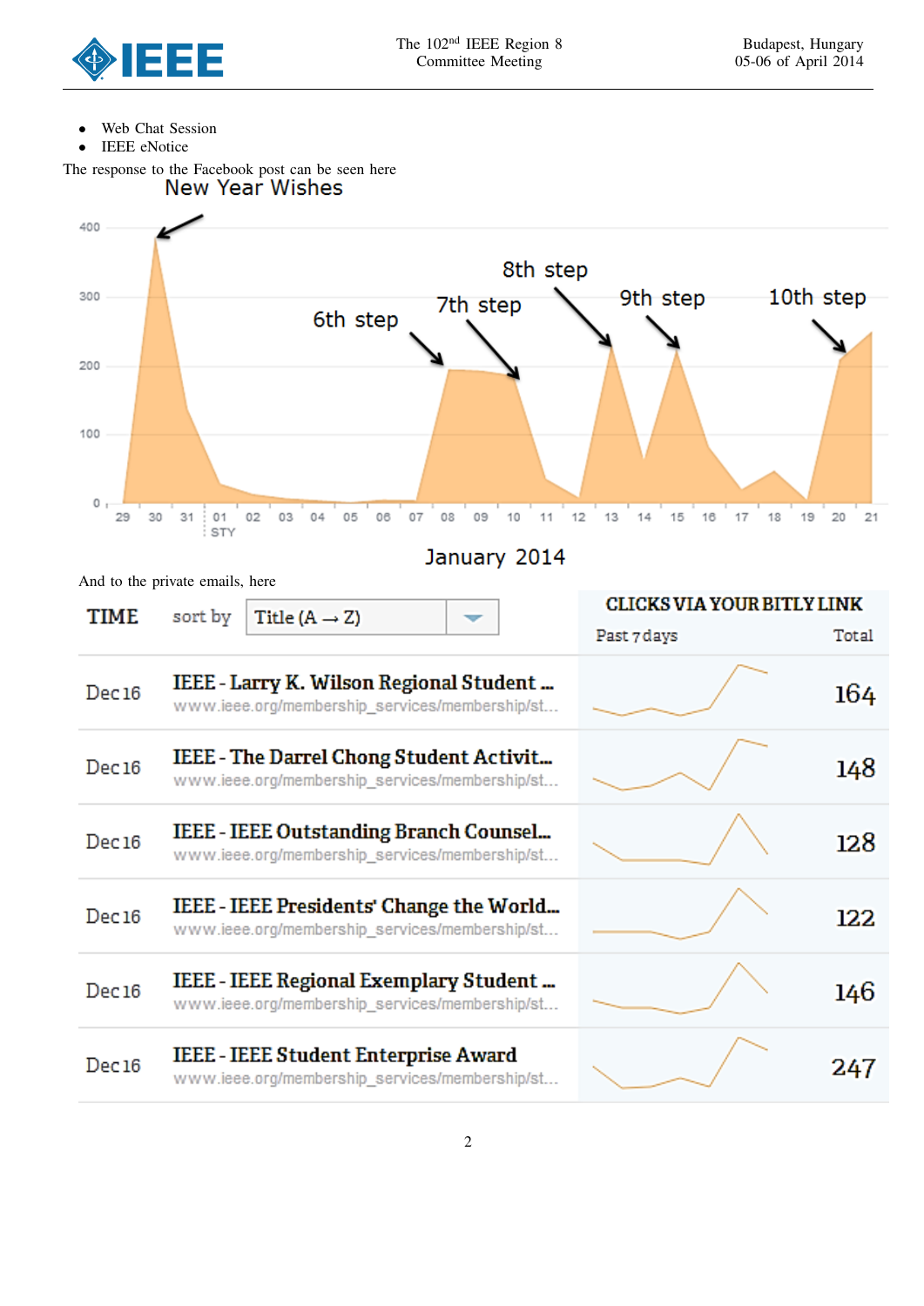- Web Chat Session
- IEEE eNotice

The response to the Facebook post can be seen here

New Year Wishes

400

300

200

100

0

6th step

7th step

8th step

9th step

10th step

29 30 31 01 02 03 04 05 06 07 08 09 10 11 12 13 14 15 16 17 18 19 20 21

STY

January 2014

And to the private emails, here

| TIME | sort by Title (A → Z) | CLICKS VIA YOUR BITLY LINK Past 7 days | Total |
|---|---|---|---|
| Dec 16 | IEEE - Larry K. Wilson Regional Student ... www.ieee.org/membership_services/membership/st... | | 164 |
| Dec 16 | IEEE - The Darrel Chong Student Activit... www.ieee.org/membership_services/membership/st... | | 148 |
| Dec 16 | IEEE - IEEE Outstanding Branch Counsel... www.ieee.org/membership_services/membership/st... | | 128 |
| Dec 16 | IEEE - IEEE Presidents' Change the World... www.ieee.org/membership_services/membership/st... | | 122 |
| Dec 16 | IEEE - IEEE Regional Exemplary Student ... www.ieee.org/membership_services/membership/st... | | 146 |
| Dec 16 | IEEE - IEEE Student Enterprise Award www.ieee.org/membership_services/membership/st... | | 247 |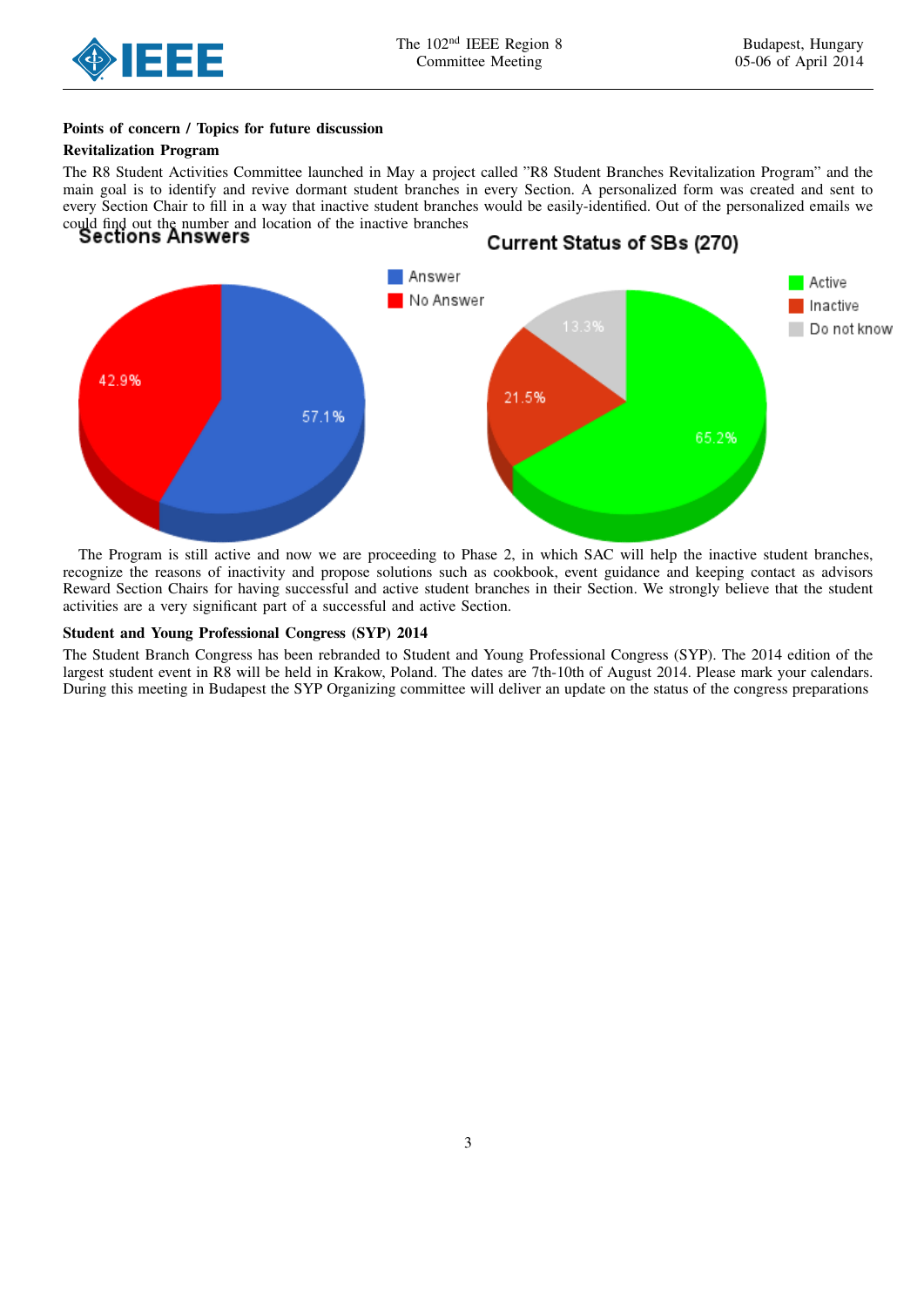**Points of concern / Topics for future discussion**

**Revitalization Program**

The R8 Student Activities Committee launched in May a project called "R8 Student Branches Revitalization Program" and the main goal is to identify and revive dormant student branches in every Section. A personalized form was created and sent to every Section Chair to fill in a way that inactive student branches would be easily-identified. Out of the personalized emails we could find out the number and location of the inactive branches

Sections Answers

Answer
No Answer
42.9%
57.1%

Current Status of SBs (270)

Active
Inactive
Do not know
13.3%
21.5%
65.2%

The Program is still active and now we are proceeding to Phase 2, in which SAC will help the inactive student branches, recognize the reasons of inactivity and propose solutions such as cookbook, event guidance and keeping contact as advisors Reward Section Chairs for having successful and active student branches in their Section. We strongly believe that the student activities are a very significant part of a successful and active Section.

**Student and Young Professional Congress (SYP) 2014**

The Student Branch Congress has been rebranded to Student and Young Professional Congress (SYP). The 2014 edition of the largest student event in R8 will be held in Krakow, Poland. The dates are 7th-10th of August 2014. Please mark your calendars. During this meeting in Budapest the SYP Organizing committee will deliver an update on the status of the congress preparations